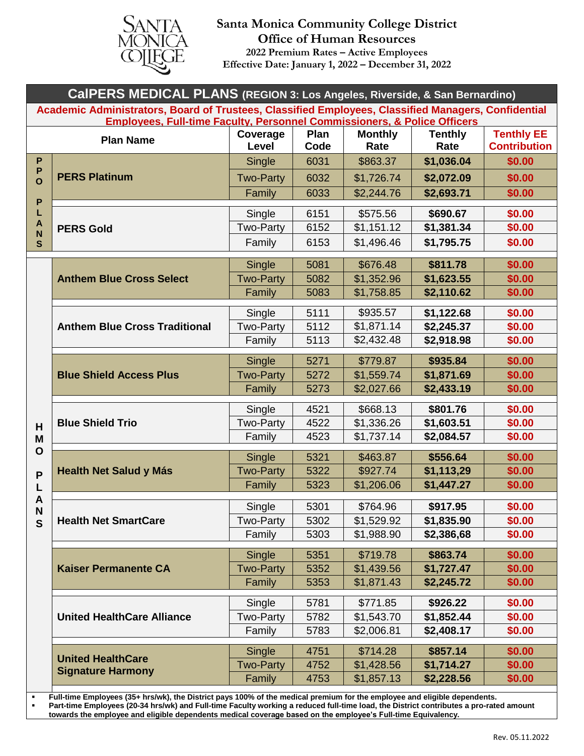# Santa Monica Community College District

## Office of Human Resources

**2022 Premium Rates – Active Employees**

**Effective Date: January 1, 2022 – December 31, 2022**

## CalPERS MEDICAL PLANS (REGION 3: Los Angeles, Riverside, & San Bernardino)

**Academic Administrators, Board of Trustees, Classified Employees, Classified Managers, Confidential Employees, Full-time Faculty, Personnel Commissioners, & Police Officers**

| | Plan Name | Coverage Level | Plan Code | Monthly Rate | Tenthly Rate | Tenthly EE Contribution |
|---|---|---|---|---|---|---|
| PPO PLANS | **PERS Platinum** | Single | 6031 | $863.37 | **$1,036.04** | **$0.00** |
| | | Two-Party | 6032 | $1,726.74 | **$2,072.09** | **$0.00** |
| | | Family | 6033 | $2,244.76 | **$2,693.71** | **$0.00** |
| | **PERS Gold** | Single | 6151 | $575.56 | **$690.67** | **$0.00** |
| | | Two-Party | 6152 | $1,151.12 | **$1,381.34** | **$0.00** |
| | | Family | 6153 | $1,496.46 | **$1,795.75** | **$0.00** |
| HMO PLANS | **Anthem Blue Cross Select** | Single | 5081 | $676.48 | **$811.78** | **$0.00** |
| | | Two-Party | 5082 | $1,352.96 | **$1,623.55** | **$0.00** |
| | | Family | 5083 | $1,758.85 | **$2,110.62** | **$0.00** |
| | **Anthem Blue Cross Traditional** | Single | 5111 | $935.57 | **$1,122.68** | **$0.00** |
| | | Two-Party | 5112 | $1,871.14 | **$2,245.37** | **$0.00** |
| | | Family | 5113 | $2,432.48 | **$2,918.98** | **$0.00** |
| | **Blue Shield Access Plus** | Single | 5271 | $779.87 | **$935.84** | **$0.00** |
| | | Two-Party | 5272 | $1,559.74 | **$1,871.69** | **$0.00** |
| | | Family | 5273 | $2,027.66 | **$2,433.19** | **$0.00** |
| | **Blue Shield Trio** | Single | 4521 | $668.13 | **$801.76** | **$0.00** |
| | | Two-Party | 4522 | $1,336.26 | **$1,603.51** | **$0.00** |
| | | Family | 4523 | $1,737.14 | **$2,084.57** | **$0.00** |
| | **Health Net Salud y Más** | Single | 5321 | $463.87 | **$556.64** | **$0.00** |
| | | Two-Party | 5322 | $927.74 | **$1,113,29** | **$0.00** |
| | | Family | 5323 | $1,206.06 | **$1,447.27** | **$0.00** |
| | **Health Net SmartCare** | Single | 5301 | $764.96 | **$917.95** | **$0.00** |
| | | Two-Party | 5302 | $1,529.92 | **$1,835.90** | **$0.00** |
| | | Family | 5303 | $1,988.90 | **$2,386,68** | **$0.00** |
| | **Kaiser Permanente CA** | Single | 5351 | $719.78 | **$863.74** | **$0.00** |
| | | Two-Party | 5352 | $1,439.56 | **$1,727.47** | **$0.00** |
| | | Family | 5353 | $1,871.43 | **$2,245.72** | **$0.00** |
| | **United HealthCare Alliance** | Single | 5781 | $771.85 | **$926.22** | **$0.00** |
| | | Two-Party | 5782 | $1,543.70 | **$1,852.44** | **$0.00** |
| | | Family | 5783 | $2,006.81 | **$2,408.17** | **$0.00** |
| | **United HealthCare Signature Harmony** | Single | 4751 | $714.28 | **$857.14** | **$0.00** |
| | | Two-Party | 4752 | $1,428.56 | **$1,714.27** | **$0.00** |
| | | Family | 4753 | $1,857.13 | **$2,228.56** | **$0.00** |

- **Full-time Employees (35+ hrs/wk), the District pays 100% of the medical premium for the employee and eligible dependents.**
- **Part-time Employees (20-34 hrs/wk) and Full-time Faculty working a reduced full-time load, the District contributes a pro-rated amount towards the employee and eligible dependents medical coverage based on the employee's Full-time Equivalency.**

Rev. 05.11.2022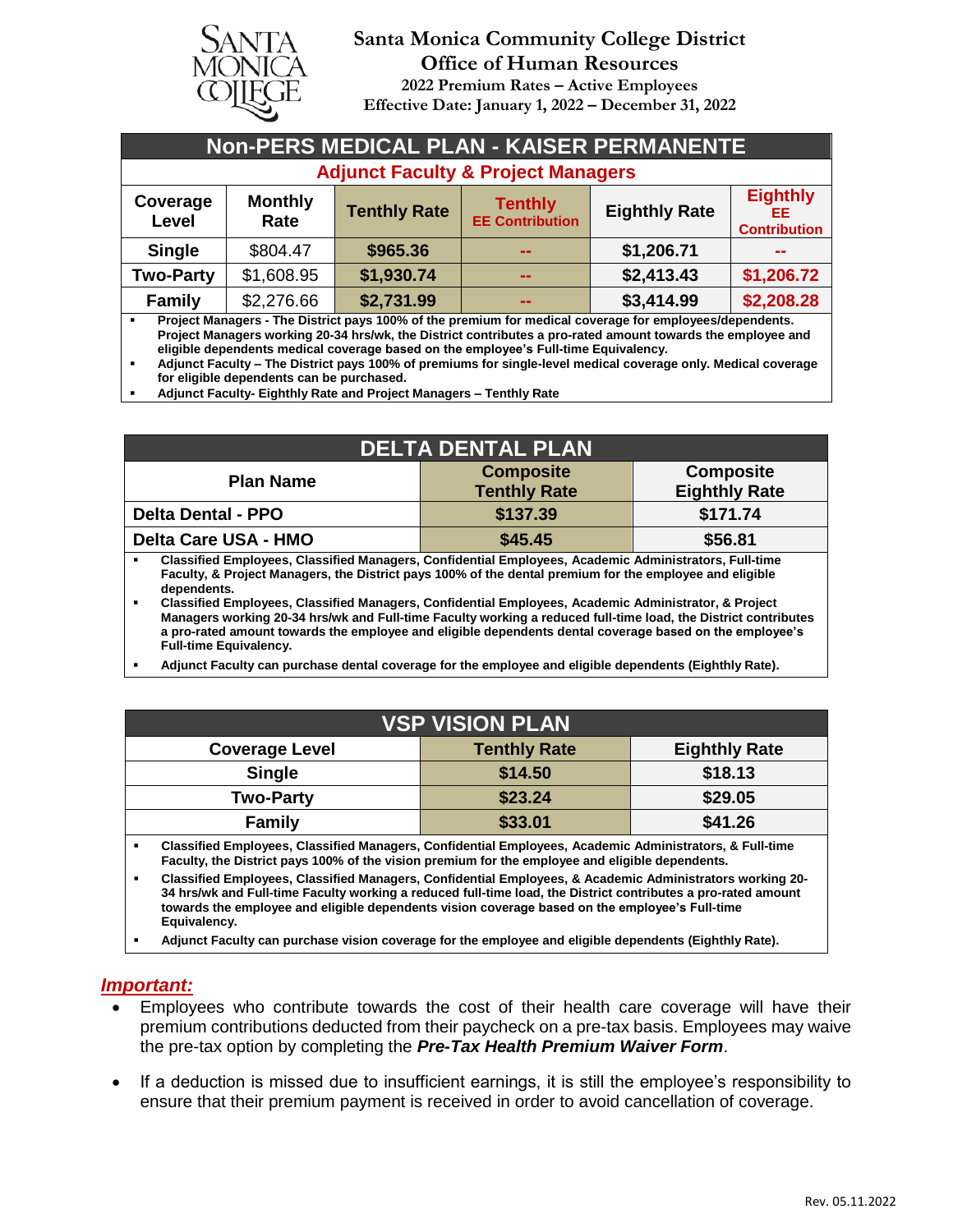# Santa Monica Community College District
## Office of Human Resources
**2022 Premium Rates – Active Employees**
**Effective Date: January 1, 2022 – December 31, 2022**

## Non-PERS MEDICAL PLAN - KAISER PERMANENTE
### Adjunct Faculty & Project Managers

| Coverage Level | Monthly Rate | Tenthly Rate | Tenthly EE Contribution | Eighthly Rate | Eighthly EE Contribution |
|---|---|---|---|---|---|
| Single | $804.47 | $965.36 | -- | $1,206.71 | -- |
| Two-Party | $1,608.95 | $1,930.74 | -- | $2,413.43 | $1,206.72 |
| Family | $2,276.66 | $2,731.99 | -- | $3,414.99 | $2,208.28 |

- Project Managers - The District pays 100% of the premium for medical coverage for employees/dependents. Project Managers working 20-34 hrs/wk, the District contributes a pro-rated amount towards the employee and eligible dependents medical coverage based on the employee's Full-time Equivalency.
- Adjunct Faculty – The District pays 100% of premiums for single-level medical coverage only. Medical coverage for eligible dependents can be purchased.
- Adjunct Faculty- Eighthly Rate and Project Managers – Tenthly Rate

## DELTA DENTAL PLAN

| Plan Name | Composite Tenthly Rate | Composite Eighthly Rate |
|---|---|---|
| Delta Dental - PPO | $137.39 | $171.74 |
| Delta Care USA - HMO | $45.45 | $56.81 |

- Classified Employees, Classified Managers, Confidential Employees, Academic Administrators, Full-time Faculty, & Project Managers, the District pays 100% of the dental premium for the employee and eligible dependents.
- Classified Employees, Classified Managers, Confidential Employees, Academic Administrator, & Project Managers working 20-34 hrs/wk and Full-time Faculty working a reduced full-time load, the District contributes a pro-rated amount towards the employee and eligible dependents dental coverage based on the employee's Full-time Equivalency.
- Adjunct Faculty can purchase dental coverage for the employee and eligible dependents (Eighthly Rate).

## VSP VISION PLAN

| Coverage Level | Tenthly Rate | Eighthly Rate |
|---|---|---|
| Single | $14.50 | $18.13 |
| Two-Party | $23.24 | $29.05 |
| Family | $33.01 | $41.26 |

- Classified Employees, Classified Managers, Confidential Employees, Academic Administrators, & Full-time Faculty, the District pays 100% of the vision premium for the employee and eligible dependents.
- Classified Employees, Classified Managers, Confidential Employees, & Academic Administrators working 20-34 hrs/wk and Full-time Faculty working a reduced full-time load, the District contributes a pro-rated amount towards the employee and eligible dependents vision coverage based on the employee's Full-time Equivalency.
- Adjunct Faculty can purchase vision coverage for the employee and eligible dependents (Eighthly Rate).

***Important:***

- Employees who contribute towards the cost of their health care coverage will have their premium contributions deducted from their paycheck on a pre-tax basis. Employees may waive the pre-tax option by completing the ***Pre-Tax Health Premium Waiver Form***.
- If a deduction is missed due to insufficient earnings, it is still the employee's responsibility to ensure that their premium payment is received in order to avoid cancellation of coverage.

Rev. 05.11.2022